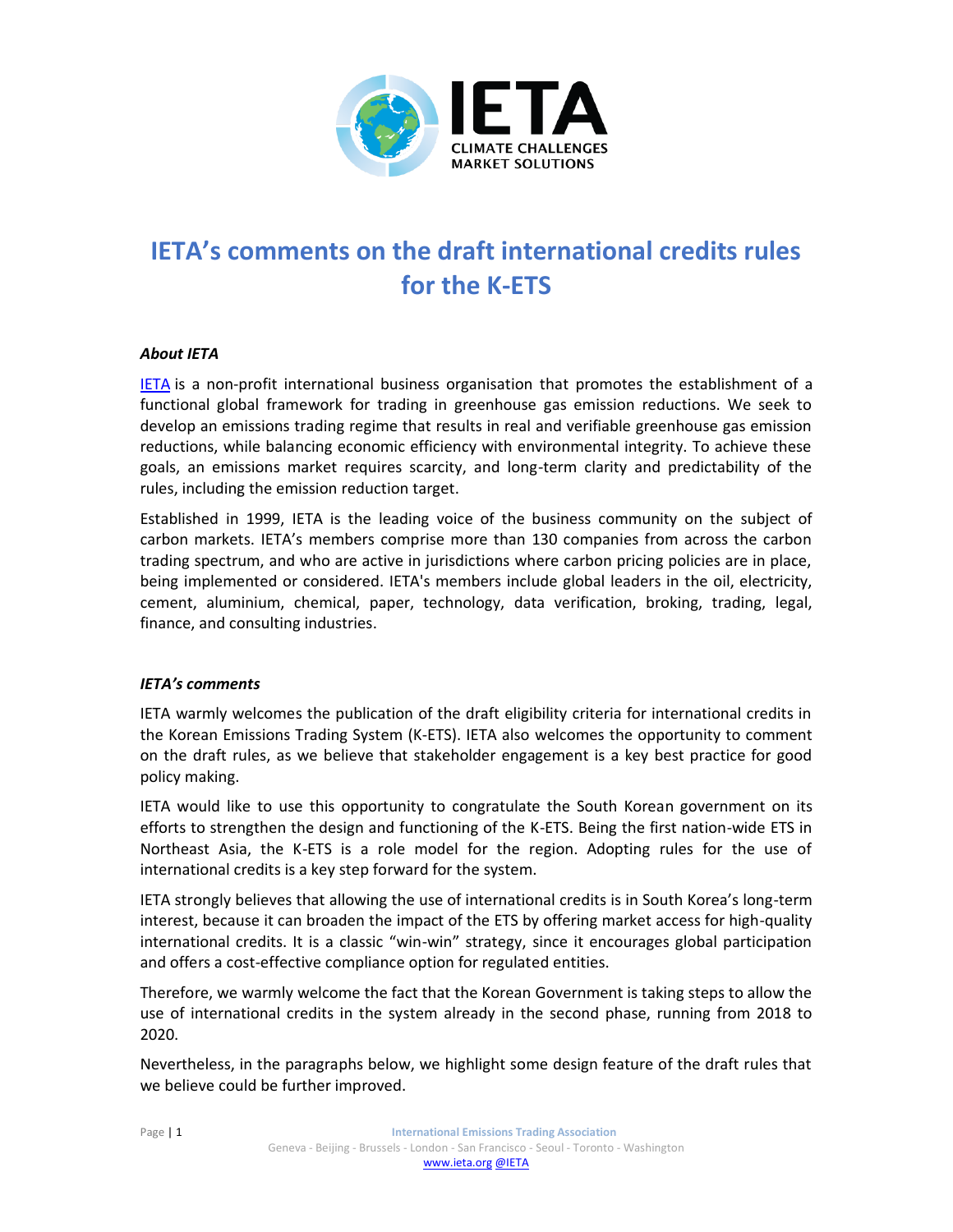# IETA's comments on the draft international credits rules for the K-ETS

***About IETA***

IETA is a non-profit international business organisation that promotes the establishment of a functional global framework for trading in greenhouse gas emission reductions. We seek to develop an emissions trading regime that results in real and verifiable greenhouse gas emission reductions, while balancing economic efficiency with environmental integrity. To achieve these goals, an emissions market requires scarcity, and long-term clarity and predictability of the rules, including the emission reduction target.

Established in 1999, IETA is the leading voice of the business community on the subject of carbon markets. IETA's members comprise more than 130 companies from across the carbon trading spectrum, and who are active in jurisdictions where carbon pricing policies are in place, being implemented or considered. IETA's members include global leaders in the oil, electricity, cement, aluminium, chemical, paper, technology, data verification, broking, trading, legal, finance, and consulting industries.

***IETA's comments***

IETA warmly welcomes the publication of the draft eligibility criteria for international credits in the Korean Emissions Trading System (K-ETS). IETA also welcomes the opportunity to comment on the draft rules, as we believe that stakeholder engagement is a key best practice for good policy making.

IETA would like to use this opportunity to congratulate the South Korean government on its efforts to strengthen the design and functioning of the K-ETS. Being the first nation-wide ETS in Northeast Asia, the K-ETS is a role model for the region. Adopting rules for the use of international credits is a key step forward for the system.

IETA strongly believes that allowing the use of international credits is in South Korea's long-term interest, because it can broaden the impact of the ETS by offering market access for high-quality international credits. It is a classic "win-win" strategy, since it encourages global participation and offers a cost-effective compliance option for regulated entities.

Therefore, we warmly welcome the fact that the Korean Government is taking steps to allow the use of international credits in the system already in the second phase, running from 2018 to 2020.

Nevertheless, in the paragraphs below, we highlight some design feature of the draft rules that we believe could be further improved.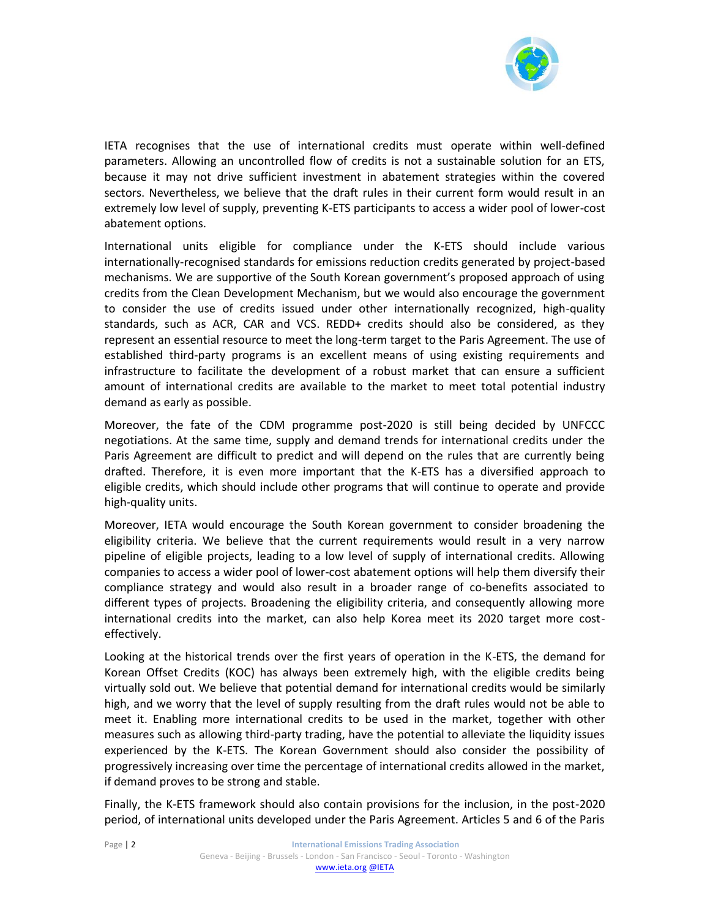IETA recognises that the use of international credits must operate within well-defined parameters. Allowing an uncontrolled flow of credits is not a sustainable solution for an ETS, because it may not drive sufficient investment in abatement strategies within the covered sectors. Nevertheless, we believe that the draft rules in their current form would result in an extremely low level of supply, preventing K-ETS participants to access a wider pool of lower-cost abatement options.

International units eligible for compliance under the K-ETS should include various internationally-recognised standards for emissions reduction credits generated by project-based mechanisms. We are supportive of the South Korean government's proposed approach of using credits from the Clean Development Mechanism, but we would also encourage the government to consider the use of credits issued under other internationally recognized, high-quality standards, such as ACR, CAR and VCS. REDD+ credits should also be considered, as they represent an essential resource to meet the long-term target to the Paris Agreement. The use of established third-party programs is an excellent means of using existing requirements and infrastructure to facilitate the development of a robust market that can ensure a sufficient amount of international credits are available to the market to meet total potential industry demand as early as possible.

Moreover, the fate of the CDM programme post-2020 is still being decided by UNFCCC negotiations. At the same time, supply and demand trends for international credits under the Paris Agreement are difficult to predict and will depend on the rules that are currently being drafted. Therefore, it is even more important that the K-ETS has a diversified approach to eligible credits, which should include other programs that will continue to operate and provide high-quality units.

Moreover, IETA would encourage the South Korean government to consider broadening the eligibility criteria. We believe that the current requirements would result in a very narrow pipeline of eligible projects, leading to a low level of supply of international credits. Allowing companies to access a wider pool of lower-cost abatement options will help them diversify their compliance strategy and would also result in a broader range of co-benefits associated to different types of projects. Broadening the eligibility criteria, and consequently allowing more international credits into the market, can also help Korea meet its 2020 target more cost-effectively.

Looking at the historical trends over the first years of operation in the K-ETS, the demand for Korean Offset Credits (KOC) has always been extremely high, with the eligible credits being virtually sold out. We believe that potential demand for international credits would be similarly high, and we worry that the level of supply resulting from the draft rules would not be able to meet it. Enabling more international credits to be used in the market, together with other measures such as allowing third-party trading, have the potential to alleviate the liquidity issues experienced by the K-ETS. The Korean Government should also consider the possibility of progressively increasing over time the percentage of international credits allowed in the market, if demand proves to be strong and stable.

Finally, the K-ETS framework should also contain provisions for the inclusion, in the post-2020 period, of international units developed under the Paris Agreement. Articles 5 and 6 of the Paris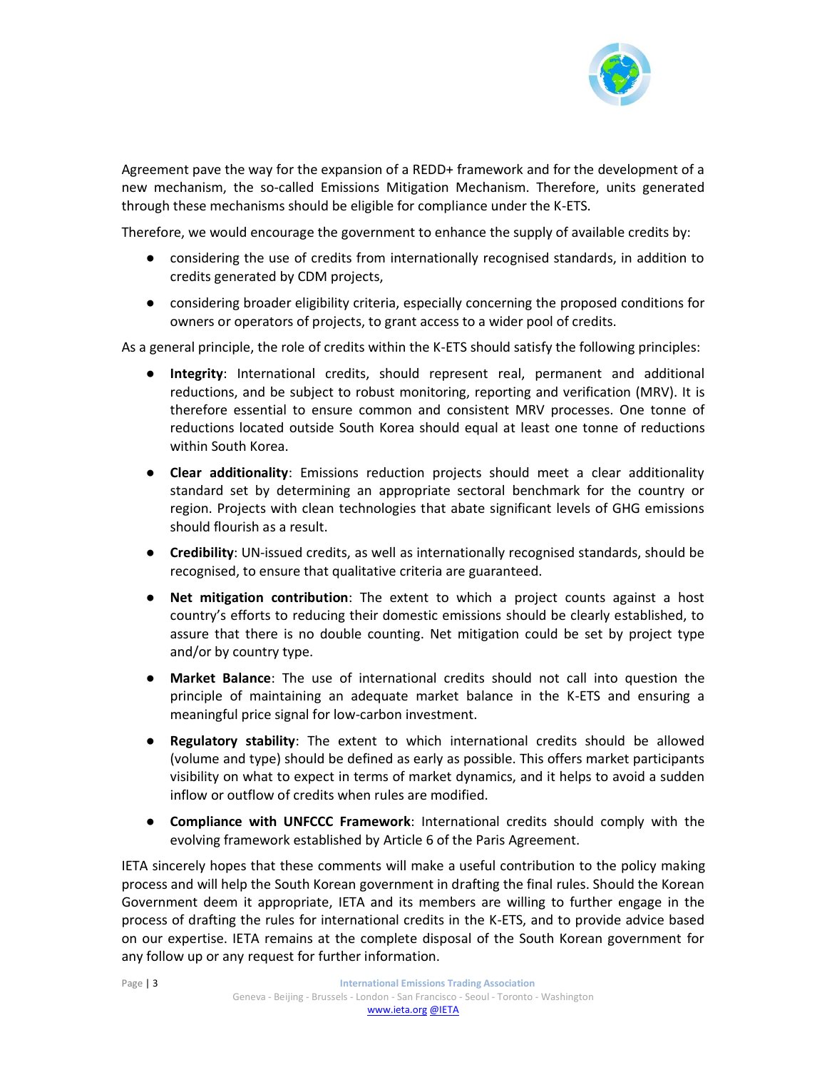Agreement pave the way for the expansion of a REDD+ framework and for the development of a new mechanism, the so-called Emissions Mitigation Mechanism. Therefore, units generated through these mechanisms should be eligible for compliance under the K-ETS.

Therefore, we would encourage the government to enhance the supply of available credits by:

- considering the use of credits from internationally recognised standards, in addition to credits generated by CDM projects,
- considering broader eligibility criteria, especially concerning the proposed conditions for owners or operators of projects, to grant access to a wider pool of credits.

As a general principle, the role of credits within the K-ETS should satisfy the following principles:

- **Integrity**: International credits, should represent real, permanent and additional reductions, and be subject to robust monitoring, reporting and verification (MRV). It is therefore essential to ensure common and consistent MRV processes. One tonne of reductions located outside South Korea should equal at least one tonne of reductions within South Korea.
- **Clear additionality**: Emissions reduction projects should meet a clear additionality standard set by determining an appropriate sectoral benchmark for the country or region. Projects with clean technologies that abate significant levels of GHG emissions should flourish as a result.
- **Credibility**: UN-issued credits, as well as internationally recognised standards, should be recognised, to ensure that qualitative criteria are guaranteed.
- **Net mitigation contribution**: The extent to which a project counts against a host country's efforts to reducing their domestic emissions should be clearly established, to assure that there is no double counting. Net mitigation could be set by project type and/or by country type.
- **Market Balance**: The use of international credits should not call into question the principle of maintaining an adequate market balance in the K-ETS and ensuring a meaningful price signal for low-carbon investment.
- **Regulatory stability**: The extent to which international credits should be allowed (volume and type) should be defined as early as possible. This offers market participants visibility on what to expect in terms of market dynamics, and it helps to avoid a sudden inflow or outflow of credits when rules are modified.
- **Compliance with UNFCCC Framework**: International credits should comply with the evolving framework established by Article 6 of the Paris Agreement.

IETA sincerely hopes that these comments will make a useful contribution to the policy making process and will help the South Korean government in drafting the final rules. Should the Korean Government deem it appropriate, IETA and its members are willing to further engage in the process of drafting the rules for international credits in the K-ETS, and to provide advice based on our expertise. IETA remains at the complete disposal of the South Korean government for any follow up or any request for further information.